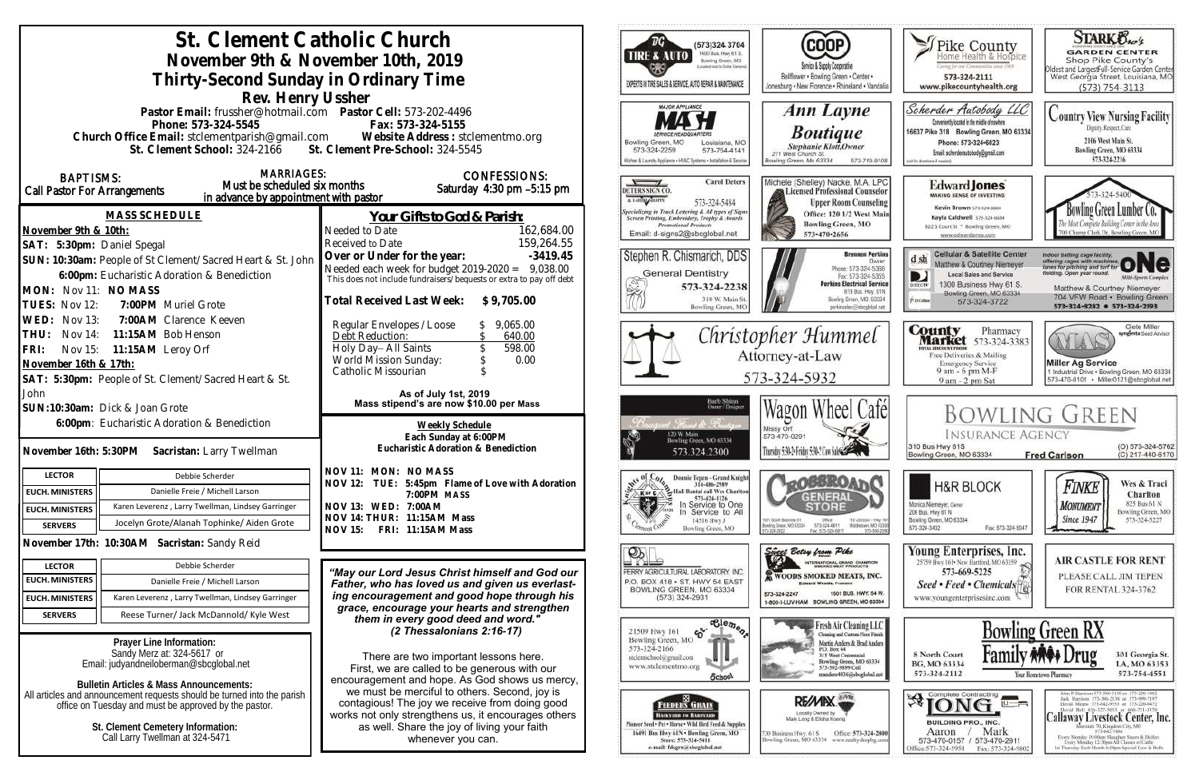# St. Clement Catholic Church

## November 9th & November 10th, 2019

## Thirty-Second Sunday in Ordinary Time

### Rev. Henry Ussher

**Pastor Email:** frussher@hotmail.com **Pastor Cell:** 573-202-4496
**Phone:** 573-324-5545 **Fax:** 573-324-5155
**Church Office Email:** stclementparish@gmail.com **Website Address:** stclementmo.org
**St. Clement School:** 324-2166 **St. Clement Pre-School:** 324-5545

**BAPTISMS:** Call Pastor For Arrangements

**MARRIAGES:** Must be scheduled six months in advance by appointment with pastor

**CONFESSIONS:** Saturday 4:30 pm –5:15 pm

## MASS SCHEDULE

**November 9th & 10th:**

**SAT: 5:30pm:** Daniel Spegal
**SUN: 10:30am:** People of St Clement/Sacred Heart & St. John
**6:00pm:** Eucharistic Adoration & Benediction
**MON: Nov 11: NO MASS**
**TUES: Nov 12: 7:00PM** Muriel Grote
**WED: Nov 13: 7:00AM** Clarence Keeven
**THU: Nov 14: 11:15AM** Bob Henson
**FRI: Nov 15: 11:15AM** Leroy Orf

**November 16th & 17th:**

**SAT: 5:30pm:** People of St. Clement/Sacred Heart & St. John
**SUN:10:30am:** Dick & Joan Grote
**6:00pm:** Eucharistic Adoration & Benediction

**November 16th: 5:30PM Sacristan:** Larry Twellman

| LECTOR | Debbie Scherder |
|---|---|
| EUCH. MINISTERS | Danielle Freie / Michell Larson |
| EUCH. MINISTERS | Karen Leverenz , Larry Twellman, Lindsey Garringer |
| SERVERS | Jocelyn Grote/Alanah Tophinke/ Aiden Grote |

**November 17th: 10:30AM Sacristan:** Sandy Reid

| LECTOR | Debbie Scherder |
|---|---|
| EUCH. MINISTERS | Danielle Freie / Michell Larson |
| EUCH. MINISTERS | Karen Leverenz , Larry Twellman, Lindsey Garringer |
| SERVERS | Reese Turner/ Jack McDannold/ Kyle West |

**Prayer Line Information:**
Sandy Merz at: 324-5617 or
Email: judyandneiloberman@sbcglobal.net

**Bulletin Articles & Mass Announcements:**
All articles and announcement requests should be turned into the parish office on Tuesday and must be approved by the pastor.

**St. Clement Cemetery Information:**
Call Larry Twellman at 324-5471

## *Your Gifts to God & Parish:*

| | |
|---|---|
| Needed to Date | 162,684.00 |
| Received to Date | 159,264.55 |
| **Over or Under for the year:** | **-3419.45** |

Needed each week for budget 2019-2020 = 9,038.00
This does not include fundraisers/bequests or extra to pay off debt

**Total Received Last Week: $ 9,705.00**

| | |
|---|---|
| Regular Envelopes / Loose | $ 9,065.00 |
| Debt Reduction: | $ 640.00 |
| Holy Day– All Saints | $ 598.00 |
| World Mission Sunday: | $ 0.00 |
| Catholic Missourian | $ |

**As of July 1st, 2019**
**Mass stipend's are now $10.00 per Mass**

**Weekly Schedule**
**Each Sunday at 6:00PM**
**Eucharistic Adoration & Benediction**

**NOV 11: MON: NO MASS**
**NOV 12: TUE: 5:45pm Flame of Love with Adoration**
**7:00PM MASS**
**NOV 13: WED: 7:00AM**
**NOV 14: THUR: 11:15AM Mass**
**NOV 15: FRI: 11:15AM Mass**

***"May our Lord Jesus Christ himself and God our Father, who has loved us and given us everlasting encouragement and good hope through his grace, encourage your hearts and strengthen them in every good deed and word." (2 Thessalonians 2:16-17)***

There are two important lessons here. First, we are called to be generous with our encouragement and hope. As God shows us mercy, we must be merciful to others. Second, joy is contagious! The joy we receive from doing good works not only strengthens us, it encourages others as well. Share the joy of living your faith whenever you can.

---

BG Tire & Auto — (573)324-3704, 1400 Bus. Hwy 61 S., Bowling Green, MO — Experts in Tire Sales & Service, Auto Repair & Maintenance

COOP Service & Supply Cooperative — Bellflower • Bowling Green • Center • Jonesburg • New Florence • Rhineland • Vandalia

Pike County Home Health & Hospice — 573-324-2111 — www.pikecountyhealth.org

Stark Bro's Garden Center — Shop Pike County's Oldest and Largest Full-Service Garden Center — West Georgia Street, Louisiana, MO — (573) 754-3113

Mash Major Appliance Service Headquarters — Bowling Green, MO 573-324-2259 — Louisiana, MO 573-754-4141

Ann Layne Boutique — Stephanie Klott, Owner — 211 West Church St., Bowling Green, Mo 63334 — 573-719-9108

Scherder Autobody LLC — 16637 Pike 318 Bowling Green, MO 63334 — Phone: 573-324-6023

Country View Nursing Facility — Dignity, Respect, Care — 2106 West Main St., Bowling Green, MO 63334 — 573-324-2216

Deters Sign Co. — Carol Deters — 573-324-5484 — Email: d-signs2@sbcglobal.net

Michele (Shelley) Nacke, M.A. LPC — Licensed Professional Counselor — Upper Room Counseling — Office: 120 1/2 West Main, Bowling Green, MO — 573-470-2656

Edward Jones — Kevin Brown 573-324-6604 — Kayla Caldwell 573-324-6604 — 822 S Court St • Bowling Green, MO

Bowling Green Lumber Co. — 573-324-5400 — 700 Champ Clark Dr. Bowling Green, Mo

Stephen R. Chismarich, DDS — General Dentistry — 573-324-2238 — 310 W. Main St. Bowling Green, MO

Perkins Electrical Service — Brennen Perkins, Owner — Phone: 573-324-5366 — Fax: 573-324-5355 — 819 Bus. Hwy. 61N, Bowling Green, MO 63334

dish Cellular & Satellite Center — Matthew & Courtney Niemeyer — Local Sales and Service — 1300 Business Hwy 61 S., Bowling Green, MO 63334 — 573-324-3722

One — Matthew & Courtney Niemeyer — 704 VFW Road • Bowling Green — 573-324-8282 • 573-324-2193

Christopher Hummel Attorney-at-Law — 573-324-5932

County Market Pharmacy — 573-324-3383 — Free Deliveries & Mailing — Emergency Service — 9 am - 6 pm M-F — 9 am - 2 pm Sat

MAS — Cete Miller, Syngenta Seed Advisor — Miller Ag Service — 1 Industrial Drive • Bowling Green, MO 63334 — 573-470-0101 • Miller0121@sbcglobal.net

Bouquet Florist & Boutique — Barb Shinn, Owner/Designer — 120 W. Main, Bowling Green, MO 63334 — 573.324.2300

Wagon Wheel Café — Missy Orf — 573-470-0291

Bowling Green Insurance Agency — 310 Bus Hwy 61S, Bowling Green, MO 63334 — Fred Carlson — (O) 573-324-5762 (C) 217-440-6170

Knights of Columbus — Donnie Tepen - Grand Knight 314-486-2989 — Hall Rental call Wes Charlton 573-424-1126 — In Service to One, In Service to All — 14516 Hwy J, Bowling Green, MO

Crossroads General Store

H&R Block — Monica Niemeyer, Owner — 206 Bus. Hwy 61 N, Bowling Green, MO 63334 — 573-324-3402 — Fax: 573-324-6347

Finke Monument — Since 1947 — Wes & Traci Charlton — 825 Bus 61 N, Bowling Green, MO — 573-324-5227

Perry Agricultural Laboratory, Inc. — P.O. Box 418 • St. Hwy 54 East, Bowling Green, MO 63334 — (573) 324-2931

Sweet Betsy from Pike — Woods Smoked Meats, Inc. — 573-324-2247 — 1501 Bus. Hwy. 54 W., 1-800-I-LUV-HAM, Bowling Green, MO 63334

Young Enterprises, Inc. — 25759 Hwy 161 • New Hartford, MO 63359 — 573-669-5225 — Seed • Feed • Chemicals — www.youngenterprisesinc.com

Air Castle For Rent — Please call Jim Tepen for rental 324-3762

St. Clement School — 21509 Hwy 161, Bowling Green, MO — 573-324-2166 — stclementschool@gmail.com — www.stclementmo.org

Fresh Air Cleaning LLC — Cleaning and Custom Floor Finish — Martin Anders & Brad Anders — P.O. Box 44, 315 West Centennial, Bowling Green, MO 63334 — 573-592-9899 Cell — manders4036@sbcglobal.net

Bowling Green RX Family Drug — 8 North Court, BG, MO 63334 — 573-324-2112 — Your Hometown Pharmacy — 301 Georgia St. LA, MO 63353 — 573-754-4551

Feeders Grain — Backyard to Barnyard — Pioneer Seed • Pet • Horse • Wild Bird Feed & Supplies — 16491 Bus Hwy 61N • Bowling Green, MO — Store: 573-324-5411 — e-mail: fdsgrn@sbcglobal.net

RE/MAX — Locally Owned by Mark Long & Elisha Koenig — 730 Business Hwy. 61 S, Bowling Green, MO 63334 — Office: 573-324-2800 — www.realtyshopbg.com

Complete Contracting — Long Building Pro, Inc. — Aaron 573-470-0157 / Mark 573-470-2911 — Office: 573-324-5958 — Fax: 573-324-9802

Callaway Livestock Center, Inc. — Interstate 70, Kingdom City, MO — 573-642-7486 — Every Monday 10:00am Slaughter Steers & Heifers — Every Monday 12:30pm All Classes of Cattle — 1st Thursday Each Month 6:00pm Special Cow & Bulls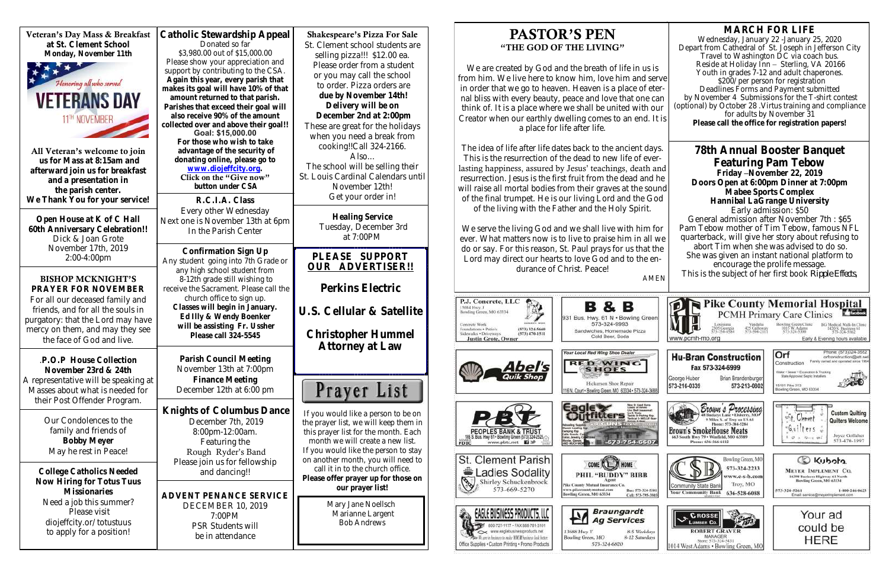**Veteran's Day Mass & Breakfast at St. Clement School Monday, November 11th**

Honoring all who served
VETERANS DAY
11TH NOVEMBER

**All Veteran's welcome to join us for Mass at 8:15am and afterward join us for breakfast and a presentation in the parish center. We Thank You for your service!**

**Open House at K of C Hall 60th Anniversary Celebration!!**
Dick & Joan Grote
November 17th, 2019
2:00-4:00pm

**BISHOP MCKNIGHT'S PRAYER FOR NOVEMBER**
For all our deceased family and friends, and for all the souls in purgatory: that the Lord may have mercy on them, and may they see the face of God and live.

**.P.O.P House Collection November 23rd & 24th**
A representative will be speaking at Masses about what is needed for their Post Offender Program.

Our Condolences to the family and friends of
**Bobby Meyer**
May he rest in Peace!

**College Catholics Needed Now Hiring for Totus Tuus Missionaries**
Need a job this summer? Please visit diojeffcity.or/totustuus to apply for a position!

**Catholic Stewardship Appeal**
Donated so far
$3,980.00 out of $15,000.00
Please show your appreciation and support by contributing to the CSA. **Again this year, every parish that makes its goal will have 10% of that amount returned to that parish. Parishes that exceed their goal will also receive 90% of the amount collected over and above their goal!! Goal: $15,000.00 For those who wish to take advantage of the security of donating online, please go to www.diojeffcity.org. Click on the "Give now" button under CSA**

**R.C.I.A. Class**
Every other Wednesday
Next one is November 13th at 6pm
In the Parish Center

**Confirmation Sign Up**
Any student going into 7th Grade or any high school student from 8-12th grade still wishing to receive the Sacrament. Please call the church office to sign up.
**Classes will begin in January. Ed Illy & Wendy Boenker will be assisting Fr. Ussher Please call 324-5545**

**Parish Council Meeting**
November 13th at 7:00pm
**Finance Meeting**
December 12th at 6:00 pm

**Knights of Columbus Dance**
December 7th, 2019
8:00pm-12:00am.
Featuring the
Rough Ryder's Band
Please join us for fellowship and dancing!!

**ADVENT PENANCE SERVICE**
DECEMBER 10, 2019
7:00PM
PSR Students will be in attendance

**Shakespeare's Pizza For Sale**
St. Clement school students are selling pizza!!! $12.00 ea. Please order from a student or you may call the school to order. Pizza orders are **due by November 14th! Delivery will be on December 2nd at 2:00pm** These are great for the holidays when you need a break from cooking!!Call 324-2166.
Also...
The school will be selling their St. Louis Cardinal Calendars until November 12th!
Get your order in!

**Healing Service**
Tuesday, December 3rd
at 7:00PM

**PLEASE SUPPORT OUR ADVERTISER!!**

**Perkins Electric**

**U.S. Cellular & Satellite**

**Christopher Hummel Attorney at Law**

# Prayer List

If you would like a person to be on the prayer list, we will keep them in this prayer list for the month. Each month we will create a new list. If you would like the person to stay on another month, you will need to call it in to the church office. **Please offer prayer up for those on our prayer list!**

Mary Jane Noellsch
Marianne Largent
Bob Andrews

# PASTOR'S PEN
## "THE GOD OF THE LIVING"

We are created by God and the breath of life in us is from him. We live here to know him, love him and serve in order that we go to heaven. Heaven is a place of eternal bliss with every beauty, peace and love that one can think of. It is a place where we shall be united with our Creator when our earthly dwelling comes to an end. It is a place for life after life.

The idea of life after life dates back to the ancient days. This is the resurrection of the dead to new life of everlasting happiness, assured by Jesus' teachings, death and resurrection. Jesus is the first fruit from the dead and he will raise all mortal bodies from their graves at the sound of the final trumpet. He is our living Lord and the God of the living with the Father and the Holy Spirit.

We serve the living God and we shall live with him for ever. What matters now is to live to praise him in all we do or say. For this reason, St. Paul prays for us that the Lord may direct our hearts to love God and to the endurance of Christ. Peace!

AMEN

**MARCH FOR LIFE**
Wednesday, January 22 -January 25, 2020
Depart from Cathedral of St. Joseph in Jefferson City
Travel to Washington DC via coach bus.
Reside at Holiday Inn – Sterling, VA 20166
Youth in grades 7-12 and adult chaperones.
$200/per person for registration
Deadlines Forms and Payment submitted by November 4 Submissions for the T-shirt contest (optional) by October 28 .Virtus training and compliance for adults by November 31
**Please call the office for registration papers!**

**78th Annual Booster Banquet Featuring Pam Tebow**
**Friday –November 22, 2019**
**Doors Open at 6:00pm Dinner at 7:00pm**
**Mabee Sports Complex**
**Hannibal LaGrange University**
Early admission: $50
General admission after November 7th : $65
Pam Tebow mother of Tim Tebow, famous NFL quarterback, will give her story about refusing to abort Tim when she was advised to do so. She was given an instant national platform to encourage the prolife message. This is the subject of her first book *Ripple Effects*,

P.J. Concrete, LLC
15084 Hwy. J
Bowling Green, MO 63334
Concrete Work
Foundations • Patio's
Sidewalks • Driveways
(573) 324-5660
(573) 470-1511
Justin Grote, Owner

B & B
931 Bus. Hwy. 61 N • Bowling Green
573-324-6993
Sandwiches, Homemade Pizza
Cold Beer, Soda

Pike County Memorial Hospital
PCMH Primary Care Clinics
www.pcmh-mo.org
Early & Evening hours available

Abel's Quik Shop

Your Local Red Wing Shoe Dealer
RED WING SHOES
Hickerson Shoe Repair
116 N. Court • Bowling Green, MO 63334 • 573-324-3688

Hu-Bran Construction
Fax 573-324-6999
George Huber 573-216-0339
Brian Brandenburger 573-213-0802

Orf Construction
Family owned and operated since 1964
Water • Sewer • Excavation & Trucking
State Approved Septic Installers
15181 Pike 113
Bowling Green, MO 63334

PBT
PEOPLES BANK & TRUST
166 S. Bus. Hwy 61 • Bowling Green (573)324-2525
www.pbtc.net

Eagle Outfitters
573-754-6687

Brown's Processing
Brown's SmokeHouse Meats
Phone: 636-566-6112

St. Clement Quilters
Custom Quilting
Quilters Welcome
Joyce Gollaher 573-470-1997

St. Clement Parish Ladies Sodality
Shirley Schuckenbrock
573-669-5270

COME HOME
PHIL "BUDDY" BIBB
Agent
Pike County Mutual Insurance Co.
Bowling Green, MO 63334

CSB
Bowling Green, MO
573-324-2233
www.c-s-b.com
Troy, MO
636-528-6088
Community State Bank
Your Community Bank

Kubota
MEYER IMPLEMENT CO.
16398 Business Highway 61 North
Bowling Green, MO 63334
573-324-5261
1-800-246-0623
Email: service@meyerimplement.com

EAGLE BUSINESS PRODUCTS, LLC
800-727-1177 • FAX 888-781-3101
www.eaglebusinessproducts.net
Office Supplies • Custom Printing • Promo Products

Braungardt Ag Services
13688 Hwy Y
Bowling Green, MO
573-324-6820
8-5 Weekdays
8-12 Saturdays

CROSSE LUMBER CO.
ROBERT GRAVER
MANAGER
1014 West Adams • Bowling Green, MO

Your ad could be HERE